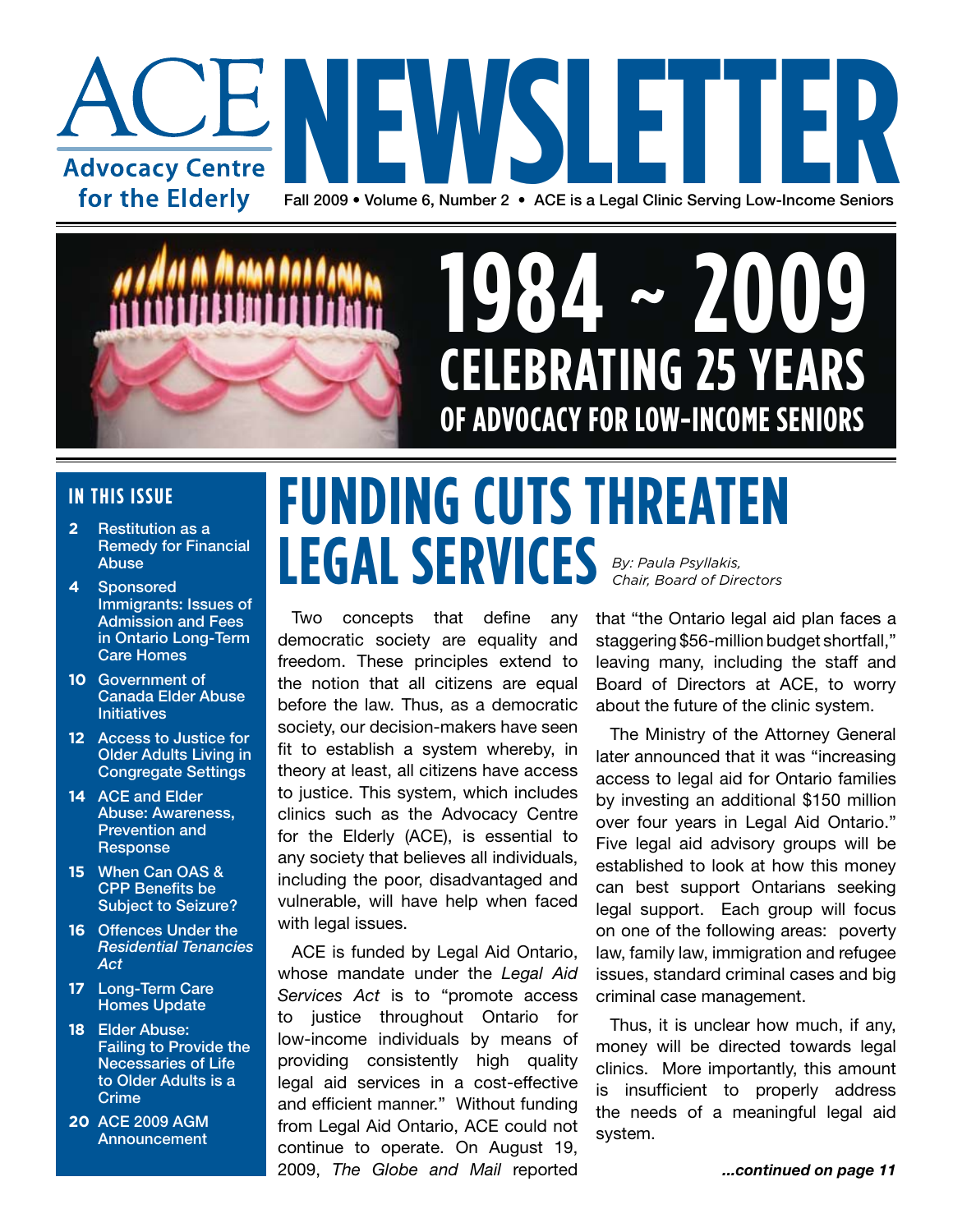# ACE NEWSLETTER

**Advocacy Centre for the Elderly**

Fall 2009 • Volume 6, Number 2 • ACE is a Legal Clinic Serving Low-Income Seniors

# 1984 ~ 2009
## CELEBRATING 25 YEARS
### OF ADVOCACY FOR LOW-INCOME SENIORS

## IN THIS ISSUE

- **2** Restitution as a Remedy for Financial Abuse
- **4** Sponsored Immigrants: Issues of Admission and Fees in Ontario Long-Term Care Homes
- **10** Government of Canada Elder Abuse Initiatives
- **12** Access to Justice for Older Adults Living in Congregate Settings
- **14** ACE and Elder Abuse: Awareness, Prevention and Response
- **15** When Can OAS & CPP Benefits be Subject to Seizure?
- **16** Offences Under the *Residential Tenancies Act*
- **17** Long-Term Care Homes Update
- **18** Elder Abuse: Failing to Provide the Necessaries of Life to Older Adults is a Crime
- **20** ACE 2009 AGM Announcement

# FUNDING CUTS THREATEN LEGAL SERVICES

*By: Paula Psyllakis, Chair, Board of Directors*

Two concepts that define any democratic society are equality and freedom. These principles extend to the notion that all citizens are equal before the law. Thus, as a democratic society, our decision-makers have seen fit to establish a system whereby, in theory at least, all citizens have access to justice. This system, which includes clinics such as the Advocacy Centre for the Elderly (ACE), is essential to any society that believes all individuals, including the poor, disadvantaged and vulnerable, will have help when faced with legal issues.

ACE is funded by Legal Aid Ontario, whose mandate under the *Legal Aid Services Act* is to "promote access to justice throughout Ontario for low-income individuals by means of providing consistently high quality legal aid services in a cost-effective and efficient manner." Without funding from Legal Aid Ontario, ACE could not continue to operate. On August 19, 2009, *The Globe and Mail* reported that "the Ontario legal aid plan faces a staggering $56-million budget shortfall," leaving many, including the staff and Board of Directors at ACE, to worry about the future of the clinic system.

The Ministry of the Attorney General later announced that it was "increasing access to legal aid for Ontario families by investing an additional $150 million over four years in Legal Aid Ontario." Five legal aid advisory groups will be established to look at how this money can best support Ontarians seeking legal support. Each group will focus on one of the following areas: poverty law, family law, immigration and refugee issues, standard criminal cases and big criminal case management.

Thus, it is unclear how much, if any, money will be directed towards legal clinics. More importantly, this amount is insufficient to properly address the needs of a meaningful legal aid system.

***...continued on page 11***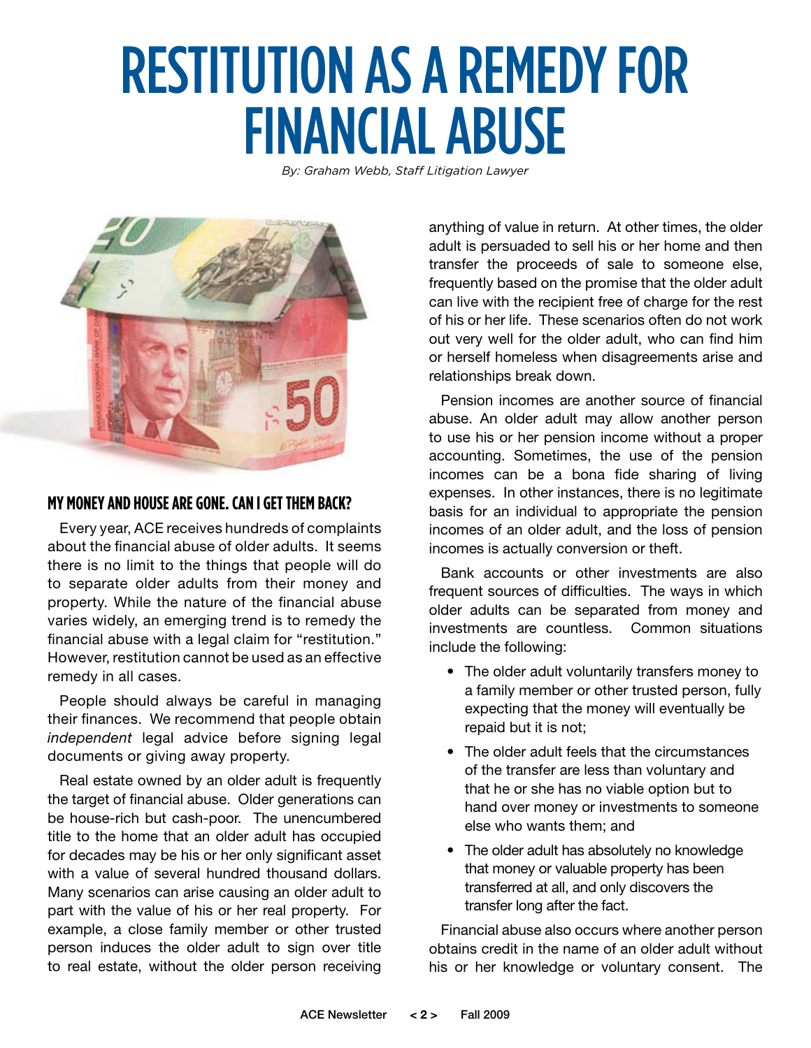# RESTITUTION AS A REMEDY FOR FINANCIAL ABUSE

*By: Graham Webb, Staff Litigation Lawyer*

## MY MONEY AND HOUSE ARE GONE. CAN I GET THEM BACK?

Every year, ACE receives hundreds of complaints about the financial abuse of older adults. It seems there is no limit to the things that people will do to separate older adults from their money and property. While the nature of the financial abuse varies widely, an emerging trend is to remedy the financial abuse with a legal claim for "restitution." However, restitution cannot be used as an effective remedy in all cases.

People should always be careful in managing their finances. We recommend that people obtain *independent* legal advice before signing legal documents or giving away property.

Real estate owned by an older adult is frequently the target of financial abuse. Older generations can be house-rich but cash-poor. The unencumbered title to the home that an older adult has occupied for decades may be his or her only significant asset with a value of several hundred thousand dollars. Many scenarios can arise causing an older adult to part with the value of his or her real property. For example, a close family member or other trusted person induces the older adult to sign over title to real estate, without the older person receiving anything of value in return. At other times, the older adult is persuaded to sell his or her home and then transfer the proceeds of sale to someone else, frequently based on the promise that the older adult can live with the recipient free of charge for the rest of his or her life. These scenarios often do not work out very well for the older adult, who can find him or herself homeless when disagreements arise and relationships break down.

Pension incomes are another source of financial abuse. An older adult may allow another person to use his or her pension income without a proper accounting. Sometimes, the use of the pension incomes can be a bona fide sharing of living expenses. In other instances, there is no legitimate basis for an individual to appropriate the pension incomes of an older adult, and the loss of pension incomes is actually conversion or theft.

Bank accounts or other investments are also frequent sources of difficulties. The ways in which older adults can be separated from money and investments are countless. Common situations include the following:

- The older adult voluntarily transfers money to a family member or other trusted person, fully expecting that the money will eventually be repaid but it is not;
- The older adult feels that the circumstances of the transfer are less than voluntary and that he or she has no viable option but to hand over money or investments to someone else who wants them; and
- The older adult has absolutely no knowledge that money or valuable property has been transferred at all, and only discovers the transfer long after the fact.

Financial abuse also occurs where another person obtains credit in the name of an older adult without his or her knowledge or voluntary consent. The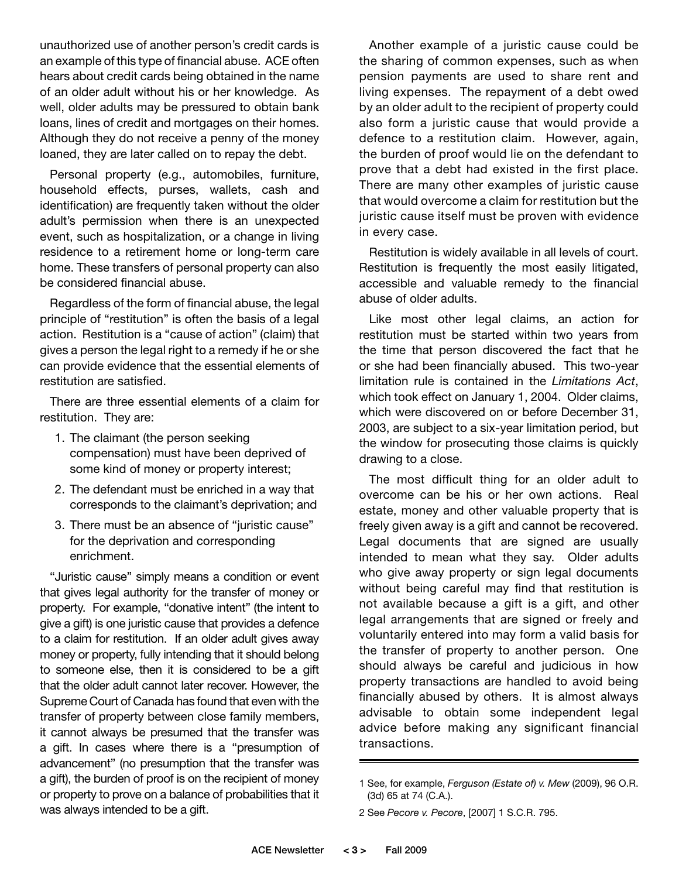unauthorized use of another person's credit cards is an example of this type of financial abuse. ACE often hears about credit cards being obtained in the name of an older adult without his or her knowledge. As well, older adults may be pressured to obtain bank loans, lines of credit and mortgages on their homes. Although they do not receive a penny of the money loaned, they are later called on to repay the debt.

Personal property (e.g., automobiles, furniture, household effects, purses, wallets, cash and identification) are frequently taken without the older adult's permission when there is an unexpected event, such as hospitalization, or a change in living residence to a retirement home or long-term care home. These transfers of personal property can also be considered financial abuse.

Regardless of the form of financial abuse, the legal principle of "restitution" is often the basis of a legal action. Restitution is a "cause of action" (claim) that gives a person the legal right to a remedy if he or she can provide evidence that the essential elements of restitution are satisfied.

There are three essential elements of a claim for restitution. They are:

1. The claimant (the person seeking compensation) must have been deprived of some kind of money or property interest;
2. The defendant must be enriched in a way that corresponds to the claimant's deprivation; and
3. There must be an absence of "juristic cause" for the deprivation and corresponding enrichment.

"Juristic cause" simply means a condition or event that gives legal authority for the transfer of money or property. For example, "donative intent" (the intent to give a gift) is one juristic cause that provides a defence to a claim for restitution. If an older adult gives away money or property, fully intending that it should belong to someone else, then it is considered to be a gift that the older adult cannot later recover. However, the Supreme Court of Canada has found that even with the transfer of property between close family members, it cannot always be presumed that the transfer was a gift. In cases where there is a "presumption of advancement" (no presumption that the transfer was a gift), the burden of proof is on the recipient of money or property to prove on a balance of probabilities that it was always intended to be a gift.

Another example of a juristic cause could be the sharing of common expenses, such as when pension payments are used to share rent and living expenses. The repayment of a debt owed by an older adult to the recipient of property could also form a juristic cause that would provide a defence to a restitution claim. However, again, the burden of proof would lie on the defendant to prove that a debt had existed in the first place. There are many other examples of juristic cause that would overcome a claim for restitution but the juristic cause itself must be proven with evidence in every case.

Restitution is widely available in all levels of court. Restitution is frequently the most easily litigated, accessible and valuable remedy to the financial abuse of older adults.

Like most other legal claims, an action for restitution must be started within two years from the time that person discovered the fact that he or she had been financially abused. This two-year limitation rule is contained in the *Limitations Act*, which took effect on January 1, 2004. Older claims, which were discovered on or before December 31, 2003, are subject to a six-year limitation period, but the window for prosecuting those claims is quickly drawing to a close.

The most difficult thing for an older adult to overcome can be his or her own actions. Real estate, money and other valuable property that is freely given away is a gift and cannot be recovered. Legal documents that are signed are usually intended to mean what they say. Older adults who give away property or sign legal documents without being careful may find that restitution is not available because a gift is a gift, and other legal arrangements that are signed or freely and voluntarily entered into may form a valid basis for the transfer of property to another person. One should always be careful and judicious in how property transactions are handled to avoid being financially abused by others. It is almost always advisable to obtain some independent legal advice before making any significant financial transactions.

---

1 See, for example, *Ferguson (Estate of) v. Mew* (2009), 96 O.R. (3d) 65 at 74 (C.A.).

2 See *Pecore v. Pecore*, [2007] 1 S.C.R. 795.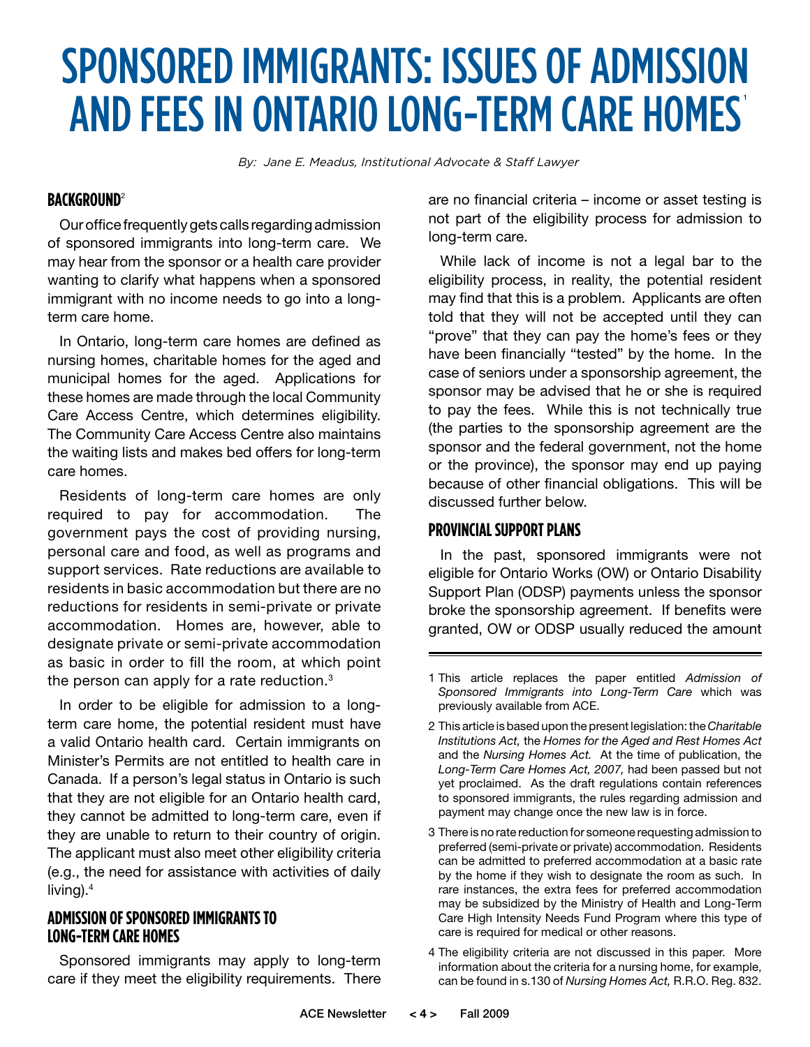# SPONSORED IMMIGRANTS: ISSUES OF ADMISSION AND FEES IN ONTARIO LONG-TERM CARE HOMES[1]

*By: Jane E. Meadus, Institutional Advocate & Staff Lawyer*

## BACKGROUND[2]

Our office frequently gets calls regarding admission of sponsored immigrants into long-term care. We may hear from the sponsor or a health care provider wanting to clarify what happens when a sponsored immigrant with no income needs to go into a long-term care home.

In Ontario, long-term care homes are defined as nursing homes, charitable homes for the aged and municipal homes for the aged. Applications for these homes are made through the local Community Care Access Centre, which determines eligibility. The Community Care Access Centre also maintains the waiting lists and makes bed offers for long-term care homes.

Residents of long-term care homes are only required to pay for accommodation. The government pays the cost of providing nursing, personal care and food, as well as programs and support services. Rate reductions are available to residents in basic accommodation but there are no reductions for residents in semi-private or private accommodation. Homes are, however, able to designate private or semi-private accommodation as basic in order to fill the room, at which point the person can apply for a rate reduction.[3]

In order to be eligible for admission to a long-term care home, the potential resident must have a valid Ontario health card. Certain immigrants on Minister's Permits are not entitled to health care in Canada. If a person's legal status in Ontario is such that they are not eligible for an Ontario health card, they cannot be admitted to long-term care, even if they are unable to return to their country of origin. The applicant must also meet other eligibility criteria (e.g., the need for assistance with activities of daily living).[4]

## ADMISSION OF SPONSORED IMMIGRANTS TO LONG-TERM CARE HOMES

Sponsored immigrants may apply to long-term care if they meet the eligibility requirements. There are no financial criteria – income or asset testing is not part of the eligibility process for admission to long-term care.

While lack of income is not a legal bar to the eligibility process, in reality, the potential resident may find that this is a problem. Applicants are often told that they will not be accepted until they can "prove" that they can pay the home's fees or they have been financially "tested" by the home. In the case of seniors under a sponsorship agreement, the sponsor may be advised that he or she is required to pay the fees. While this is not technically true (the parties to the sponsorship agreement are the sponsor and the federal government, not the home or the province), the sponsor may end up paying because of other financial obligations. This will be discussed further below.

## PROVINCIAL SUPPORT PLANS

In the past, sponsored immigrants were not eligible for Ontario Works (OW) or Ontario Disability Support Plan (ODSP) payments unless the sponsor broke the sponsorship agreement. If benefits were granted, OW or ODSP usually reduced the amount

---

1 This article replaces the paper entitled *Admission of Sponsored Immigrants into Long-Term Care* which was previously available from ACE.

2 This article is based upon the present legislation: the *Charitable Institutions Act,* the *Homes for the Aged and Rest Homes Act* and the *Nursing Homes Act.* At the time of publication, the *Long-Term Care Homes Act, 2007,* had been passed but not yet proclaimed. As the draft regulations contain references to sponsored immigrants, the rules regarding admission and payment may change once the new law is in force.

3 There is no rate reduction for someone requesting admission to preferred (semi-private or private) accommodation. Residents can be admitted to preferred accommodation at a basic rate by the home if they wish to designate the room as such. In rare instances, the extra fees for preferred accommodation may be subsidized by the Ministry of Health and Long-Term Care High Intensity Needs Fund Program where this type of care is required for medical or other reasons.

4 The eligibility criteria are not discussed in this paper. More information about the criteria for a nursing home, for example, can be found in s.130 of *Nursing Homes Act,* R.R.O. Reg. 832.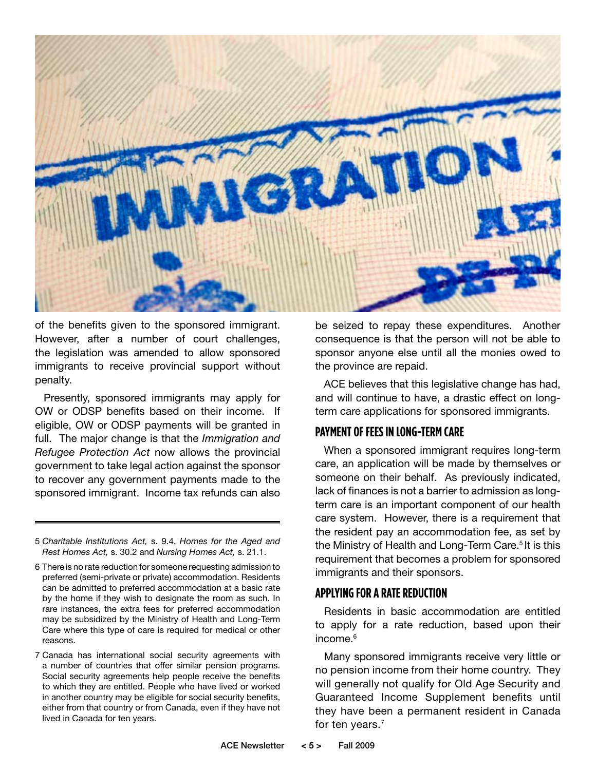of the benefits given to the sponsored immigrant. However, after a number of court challenges, the legislation was amended to allow sponsored immigrants to receive provincial support without penalty.

Presently, sponsored immigrants may apply for OW or ODSP benefits based on their income. If eligible, OW or ODSP payments will be granted in full. The major change is that the *Immigration and Refugee Protection Act* now allows the provincial government to take legal action against the sponsor to recover any government payments made to the sponsored immigrant. Income tax refunds can also be seized to repay these expenditures. Another consequence is that the person will not be able to sponsor anyone else until all the monies owed to the province are repaid.

ACE believes that this legislative change has had, and will continue to have, a drastic effect on long-term care applications for sponsored immigrants.

## PAYMENT OF FEES IN LONG-TERM CARE

When a sponsored immigrant requires long-term care, an application will be made by themselves or someone on their behalf. As previously indicated, lack of finances is not a barrier to admission as long-term care is an important component of our health care system. However, there is a requirement that the resident pay an accommodation fee, as set by the Ministry of Health and Long-Term Care.[5] It is this requirement that becomes a problem for sponsored immigrants and their sponsors.

## APPLYING FOR A RATE REDUCTION

Residents in basic accommodation are entitled to apply for a rate reduction, based upon their income.[6]

Many sponsored immigrants receive very little or no pension income from their home country. They will generally not qualify for Old Age Security and Guaranteed Income Supplement benefits until they have been a permanent resident in Canada for ten years.[7]

---

5 *Charitable Institutions Act,* s. 9.4, *Homes for the Aged and Rest Homes Act,* s. 30.2 and *Nursing Homes Act,* s. 21.1.

6 There is no rate reduction for someone requesting admission to preferred (semi-private or private) accommodation. Residents can be admitted to preferred accommodation at a basic rate by the home if they wish to designate the room as such. In rare instances, the extra fees for preferred accommodation may be subsidized by the Ministry of Health and Long-Term Care where this type of care is required for medical or other reasons.

7 Canada has international social security agreements with a number of countries that offer similar pension programs. Social security agreements help people receive the benefits to which they are entitled. People who have lived or worked in another country may be eligible for social security benefits, either from that country or from Canada, even if they have not lived in Canada for ten years.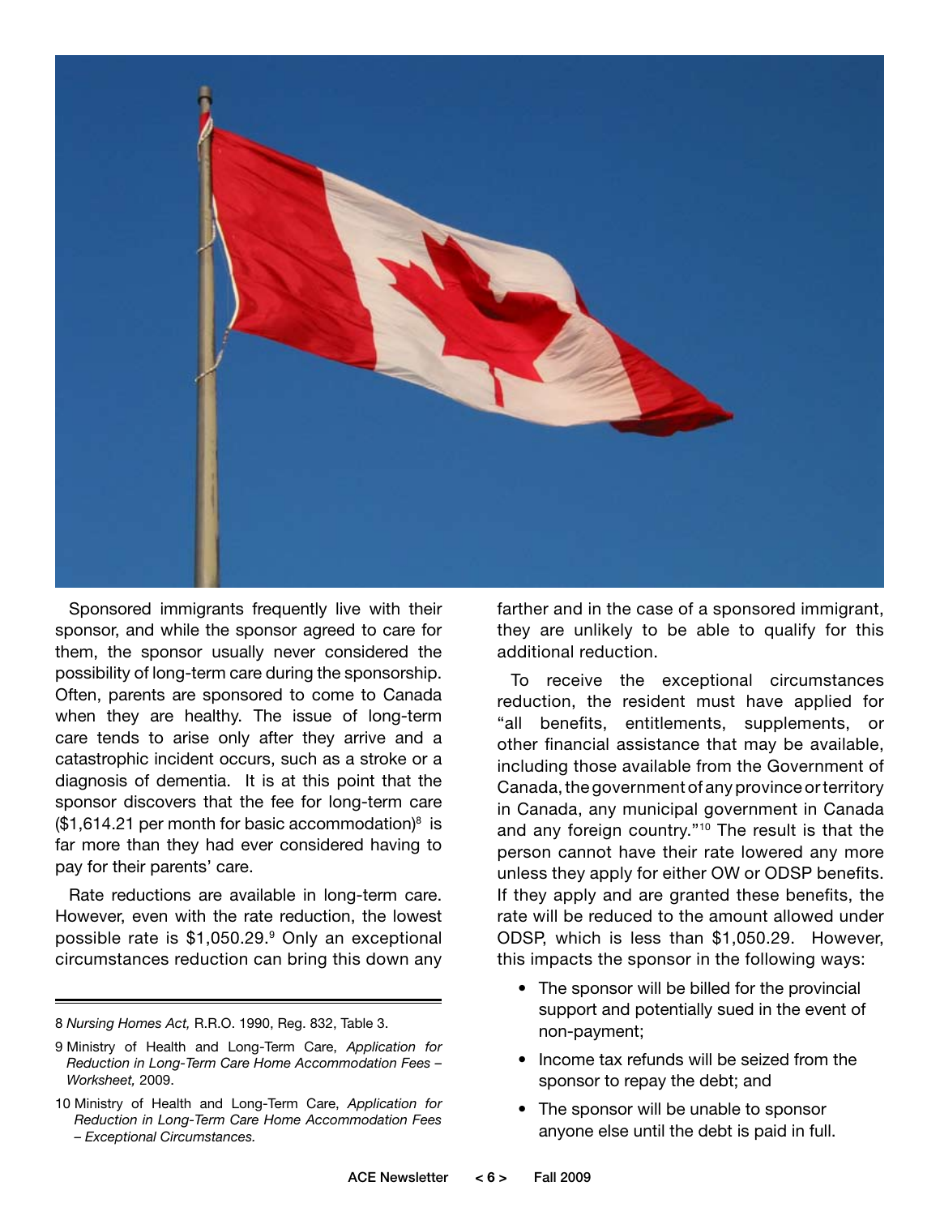Sponsored immigrants frequently live with their sponsor, and while the sponsor agreed to care for them, the sponsor usually never considered the possibility of long-term care during the sponsorship. Often, parents are sponsored to come to Canada when they are healthy. The issue of long-term care tends to arise only after they arrive and a catastrophic incident occurs, such as a stroke or a diagnosis of dementia. It is at this point that the sponsor discovers that the fee for long-term care ($1,614.21 per month for basic accommodation)[8] is far more than they had ever considered having to pay for their parents' care.

Rate reductions are available in long-term care. However, even with the rate reduction, the lowest possible rate is $1,050.29.[9] Only an exceptional circumstances reduction can bring this down any farther and in the case of a sponsored immigrant, they are unlikely to be able to qualify for this additional reduction.

To receive the exceptional circumstances reduction, the resident must have applied for "all benefits, entitlements, supplements, or other financial assistance that may be available, including those available from the Government of Canada, the government of any province or territory in Canada, any municipal government in Canada and any foreign country."[10] The result is that the person cannot have their rate lowered any more unless they apply for either OW or ODSP benefits. If they apply and are granted these benefits, the rate will be reduced to the amount allowed under ODSP, which is less than $1,050.29. However, this impacts the sponsor in the following ways:

- The sponsor will be billed for the provincial support and potentially sued in the event of non-payment;
- Income tax refunds will be seized from the sponsor to repay the debt; and
- The sponsor will be unable to sponsor anyone else until the debt is paid in full.

---

8 *Nursing Homes Act,* R.R.O. 1990, Reg. 832, Table 3.

9 Ministry of Health and Long-Term Care, *Application for Reduction in Long-Term Care Home Accommodation Fees – Worksheet,* 2009.

10 Ministry of Health and Long-Term Care, *Application for Reduction in Long-Term Care Home Accommodation Fees – Exceptional Circumstances.*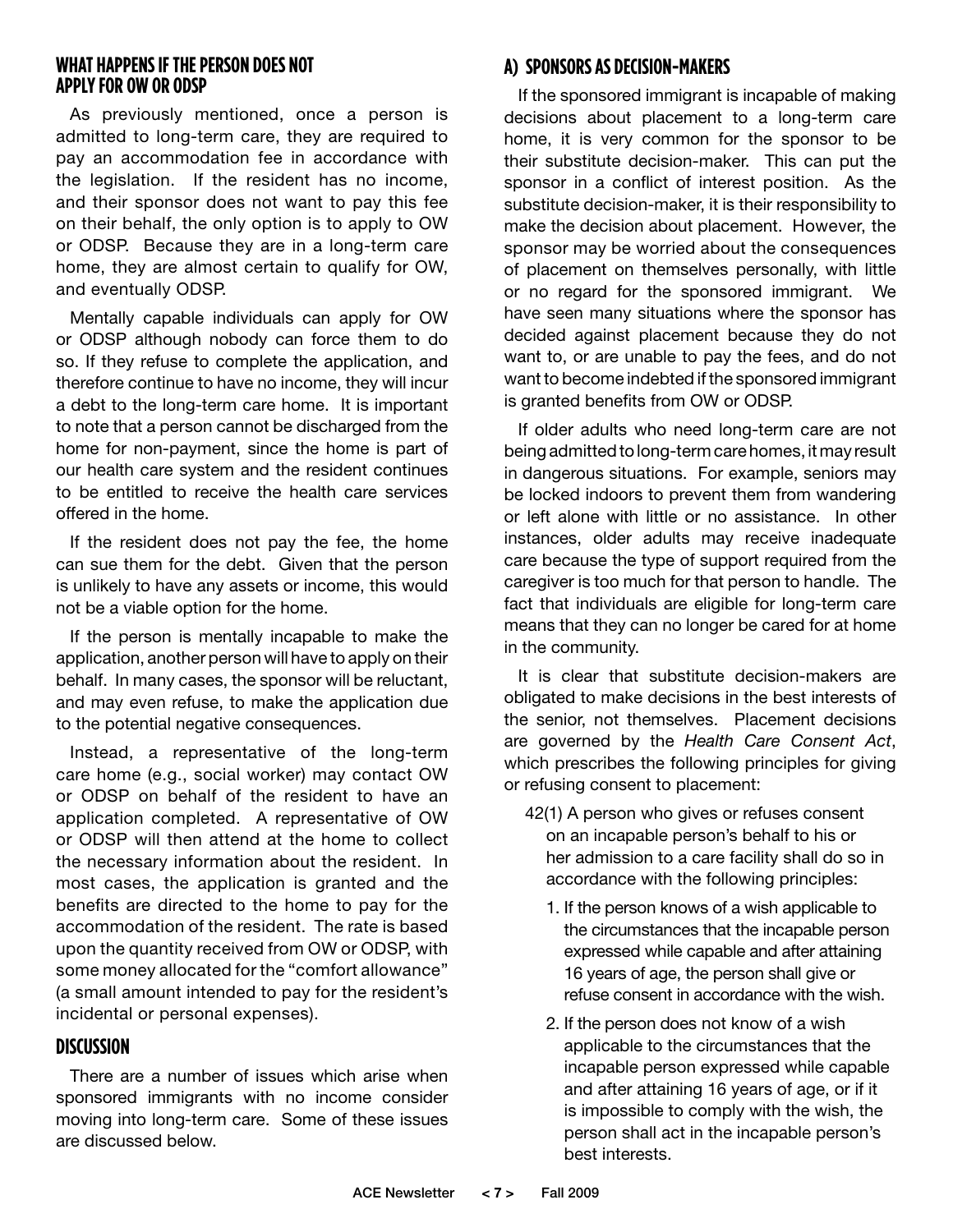## WHAT HAPPENS IF THE PERSON DOES NOT APPLY FOR OW OR ODSP

As previously mentioned, once a person is admitted to long-term care, they are required to pay an accommodation fee in accordance with the legislation. If the resident has no income, and their sponsor does not want to pay this fee on their behalf, the only option is to apply to OW or ODSP. Because they are in a long-term care home, they are almost certain to qualify for OW, and eventually ODSP.

Mentally capable individuals can apply for OW or ODSP although nobody can force them to do so. If they refuse to complete the application, and therefore continue to have no income, they will incur a debt to the long-term care home. It is important to note that a person cannot be discharged from the home for non-payment, since the home is part of our health care system and the resident continues to be entitled to receive the health care services offered in the home.

If the resident does not pay the fee, the home can sue them for the debt. Given that the person is unlikely to have any assets or income, this would not be a viable option for the home.

If the person is mentally incapable to make the application, another person will have to apply on their behalf. In many cases, the sponsor will be reluctant, and may even refuse, to make the application due to the potential negative consequences.

Instead, a representative of the long-term care home (e.g., social worker) may contact OW or ODSP on behalf of the resident to have an application completed. A representative of OW or ODSP will then attend at the home to collect the necessary information about the resident. In most cases, the application is granted and the benefits are directed to the home to pay for the accommodation of the resident. The rate is based upon the quantity received from OW or ODSP, with some money allocated for the "comfort allowance" (a small amount intended to pay for the resident's incidental or personal expenses).

## DISCUSSION

There are a number of issues which arise when sponsored immigrants with no income consider moving into long-term care. Some of these issues are discussed below.

### A) SPONSORS AS DECISION-MAKERS

If the sponsored immigrant is incapable of making decisions about placement to a long-term care home, it is very common for the sponsor to be their substitute decision-maker. This can put the sponsor in a conflict of interest position. As the substitute decision-maker, it is their responsibility to make the decision about placement. However, the sponsor may be worried about the consequences of placement on themselves personally, with little or no regard for the sponsored immigrant. We have seen many situations where the sponsor has decided against placement because they do not want to, or are unable to pay the fees, and do not want to become indebted if the sponsored immigrant is granted benefits from OW or ODSP.

If older adults who need long-term care are not being admitted to long-term care homes, it may result in dangerous situations. For example, seniors may be locked indoors to prevent them from wandering or left alone with little or no assistance. In other instances, older adults may receive inadequate care because the type of support required from the caregiver is too much for that person to handle. The fact that individuals are eligible for long-term care means that they can no longer be cared for at home in the community.

It is clear that substitute decision-makers are obligated to make decisions in the best interests of the senior, not themselves. Placement decisions are governed by the *Health Care Consent Act*, which prescribes the following principles for giving or refusing consent to placement:

> 42(1) A person who gives or refuses consent on an incapable person's behalf to his or her admission to a care facility shall do so in accordance with the following principles:
>
> 1. If the person knows of a wish applicable to the circumstances that the incapable person expressed while capable and after attaining 16 years of age, the person shall give or refuse consent in accordance with the wish.
> 2. If the person does not know of a wish applicable to the circumstances that the incapable person expressed while capable and after attaining 16 years of age, or if it is impossible to comply with the wish, the person shall act in the incapable person's best interests.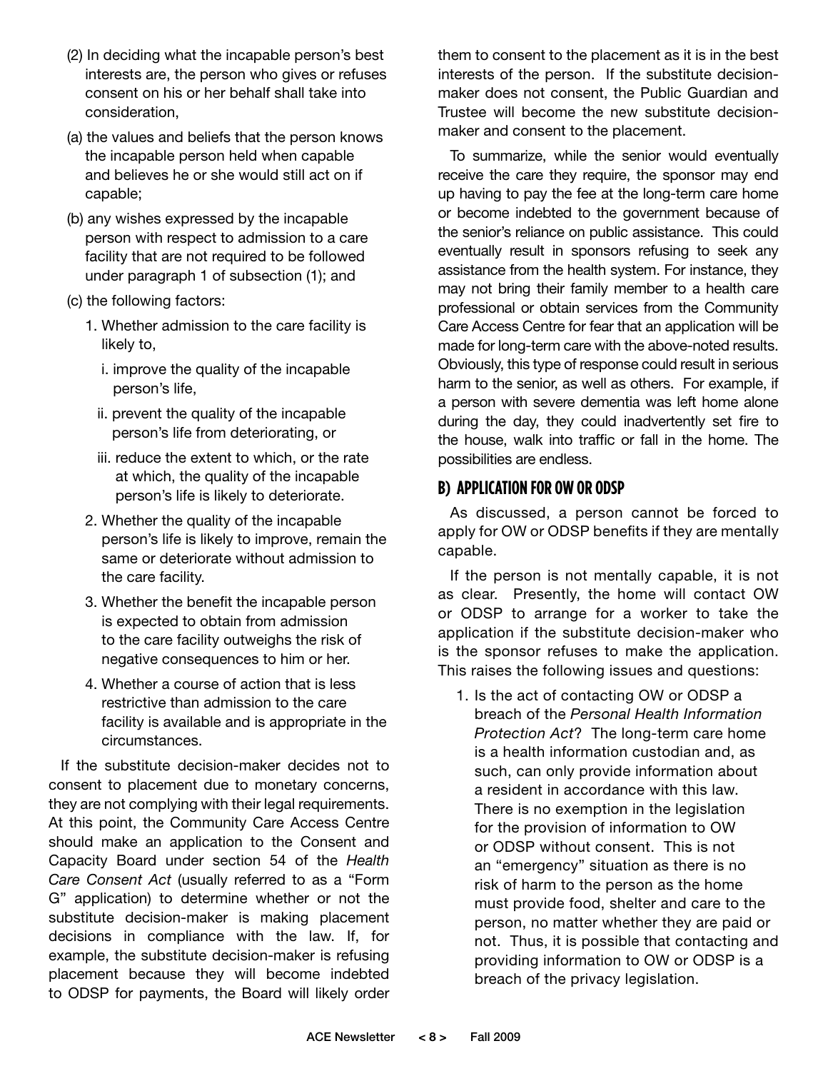(2) In deciding what the incapable person's best interests are, the person who gives or refuses consent on his or her behalf shall take into consideration,

(a) the values and beliefs that the person knows the incapable person held when capable and believes he or she would still act on if capable;

(b) any wishes expressed by the incapable person with respect to admission to a care facility that are not required to be followed under paragraph 1 of subsection (1); and

(c) the following factors:

1. Whether admission to the care facility is likely to,
   - i. improve the quality of the incapable person's life,
   - ii. prevent the quality of the incapable person's life from deteriorating, or
   - iii. reduce the extent to which, or the rate at which, the quality of the incapable person's life is likely to deteriorate.
2. Whether the quality of the incapable person's life is likely to improve, remain the same or deteriorate without admission to the care facility.
3. Whether the benefit the incapable person is expected to obtain from admission to the care facility outweighs the risk of negative consequences to him or her.
4. Whether a course of action that is less restrictive than admission to the care facility is available and is appropriate in the circumstances.

If the substitute decision-maker decides not to consent to placement due to monetary concerns, they are not complying with their legal requirements. At this point, the Community Care Access Centre should make an application to the Consent and Capacity Board under section 54 of the *Health Care Consent Act* (usually referred to as a "Form G" application) to determine whether or not the substitute decision-maker is making placement decisions in compliance with the law. If, for example, the substitute decision-maker is refusing placement because they will become indebted to ODSP for payments, the Board will likely order them to consent to the placement as it is in the best interests of the person. If the substitute decision-maker does not consent, the Public Guardian and Trustee will become the new substitute decision-maker and consent to the placement.

To summarize, while the senior would eventually receive the care they require, the sponsor may end up having to pay the fee at the long-term care home or become indebted to the government because of the senior's reliance on public assistance. This could eventually result in sponsors refusing to seek any assistance from the health system. For instance, they may not bring their family member to a health care professional or obtain services from the Community Care Access Centre for fear that an application will be made for long-term care with the above-noted results. Obviously, this type of response could result in serious harm to the senior, as well as others. For example, if a person with severe dementia was left home alone during the day, they could inadvertently set fire to the house, walk into traffic or fall in the home. The possibilities are endless.

## B) APPLICATION FOR OW OR ODSP

As discussed, a person cannot be forced to apply for OW or ODSP benefits if they are mentally capable.

If the person is not mentally capable, it is not as clear. Presently, the home will contact OW or ODSP to arrange for a worker to take the application if the substitute decision-maker who is the sponsor refuses to make the application. This raises the following issues and questions:

1. Is the act of contacting OW or ODSP a breach of the *Personal Health Information Protection Act*? The long-term care home is a health information custodian and, as such, can only provide information about a resident in accordance with this law. There is no exemption in the legislation for the provision of information to OW or ODSP without consent. This is not an "emergency" situation as there is no risk of harm to the person as the home must provide food, shelter and care to the person, no matter whether they are paid or not. Thus, it is possible that contacting and providing information to OW or ODSP is a breach of the privacy legislation.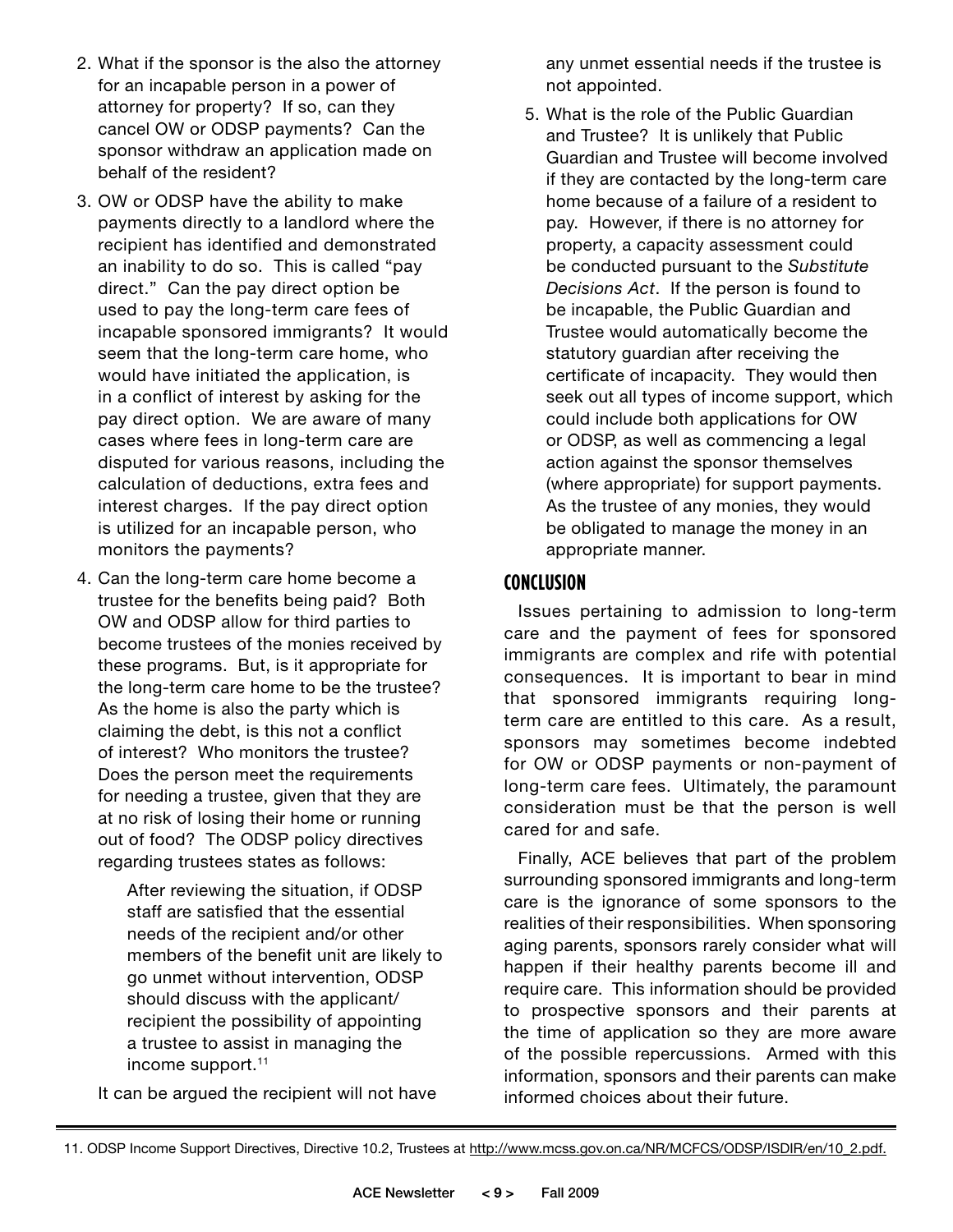2. What if the sponsor is the also the attorney for an incapable person in a power of attorney for property? If so, can they cancel OW or ODSP payments? Can the sponsor withdraw an application made on behalf of the resident?

3. OW or ODSP have the ability to make payments directly to a landlord where the recipient has identified and demonstrated an inability to do so. This is called "pay direct." Can the pay direct option be used to pay the long-term care fees of incapable sponsored immigrants? It would seem that the long-term care home, who would have initiated the application, is in a conflict of interest by asking for the pay direct option. We are aware of many cases where fees in long-term care are disputed for various reasons, including the calculation of deductions, extra fees and interest charges. If the pay direct option is utilized for an incapable person, who monitors the payments?

4. Can the long-term care home become a trustee for the benefits being paid? Both OW and ODSP allow for third parties to become trustees of the monies received by these programs. But, is it appropriate for the long-term care home to be the trustee? As the home is also the party which is claiming the debt, is this not a conflict of interest? Who monitors the trustee? Does the person meet the requirements for needing a trustee, given that they are at no risk of losing their home or running out of food? The ODSP policy directives regarding trustees states as follows:

   > After reviewing the situation, if ODSP staff are satisfied that the essential needs of the recipient and/or other members of the benefit unit are likely to go unmet without intervention, ODSP should discuss with the applicant/recipient the possibility of appointing a trustee to assist in managing the income support.[11]

   It can be argued the recipient will not have any unmet essential needs if the trustee is not appointed.

5. What is the role of the Public Guardian and Trustee? It is unlikely that Public Guardian and Trustee will become involved if they are contacted by the long-term care home because of a failure of a resident to pay. However, if there is no attorney for property, a capacity assessment could be conducted pursuant to the *Substitute Decisions Act*. If the person is found to be incapable, the Public Guardian and Trustee would automatically become the statutory guardian after receiving the certificate of incapacity. They would then seek out all types of income support, which could include both applications for OW or ODSP, as well as commencing a legal action against the sponsor themselves (where appropriate) for support payments. As the trustee of any monies, they would be obligated to manage the money in an appropriate manner.

## CONCLUSION

Issues pertaining to admission to long-term care and the payment of fees for sponsored immigrants are complex and rife with potential consequences. It is important to bear in mind that sponsored immigrants requiring long-term care are entitled to this care. As a result, sponsors may sometimes become indebted for OW or ODSP payments or non-payment of long-term care fees. Ultimately, the paramount consideration must be that the person is well cared for and safe.

Finally, ACE believes that part of the problem surrounding sponsored immigrants and long-term care is the ignorance of some sponsors to the realities of their responsibilities. When sponsoring aging parents, sponsors rarely consider what will happen if their healthy parents become ill and require care. This information should be provided to prospective sponsors and their parents at the time of application so they are more aware of the possible repercussions. Armed with this information, sponsors and their parents can make informed choices about their future.

---

11. ODSP Income Support Directives, Directive 10.2, Trustees at http://www.mcss.gov.on.ca/NR/MCFCS/ODSP/ISDIR/en/10_2.pdf.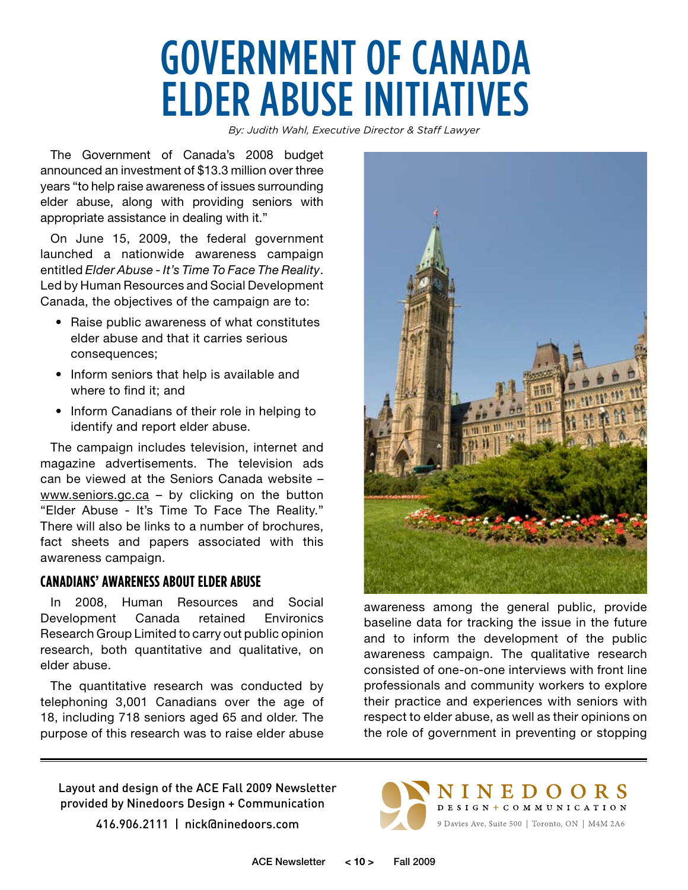# GOVERNMENT OF CANADA ELDER ABUSE INITIATIVES

*By: Judith Wahl, Executive Director & Staff Lawyer*

The Government of Canada's 2008 budget announced an investment of $13.3 million over three years "to help raise awareness of issues surrounding elder abuse, along with providing seniors with appropriate assistance in dealing with it."

On June 15, 2009, the federal government launched a nationwide awareness campaign entitled *Elder Abuse - It's Time To Face The Reality*. Led by Human Resources and Social Development Canada, the objectives of the campaign are to:

- Raise public awareness of what constitutes elder abuse and that it carries serious consequences;
- Inform seniors that help is available and where to find it; and
- Inform Canadians of their role in helping to identify and report elder abuse.

The campaign includes television, internet and magazine advertisements. The television ads can be viewed at the Seniors Canada website – www.seniors.gc.ca – by clicking on the button "Elder Abuse - It's Time To Face The Reality." There will also be links to a number of brochures, fact sheets and papers associated with this awareness campaign.

## CANADIANS' AWARENESS ABOUT ELDER ABUSE

In 2008, Human Resources and Social Development Canada retained Environics Research Group Limited to carry out public opinion research, both quantitative and qualitative, on elder abuse.

The quantitative research was conducted by telephoning 3,001 Canadians over the age of 18, including 718 seniors aged 65 and older. The purpose of this research was to raise elder abuse awareness among the general public, provide baseline data for tracking the issue in the future and to inform the development of the public awareness campaign. The qualitative research consisted of one-on-one interviews with front line professionals and community workers to explore their practice and experiences with seniors with respect to elder abuse, as well as their opinions on the role of government in preventing or stopping

Layout and design of the ACE Fall 2009 Newsletter provided by Ninedoors Design + Communication
416.906.2111 | nick@ninedoors.com

NINEDOORS DESIGN + COMMUNICATION
9 Davies Ave, Suite 500 | Toronto, ON | M4M 2A6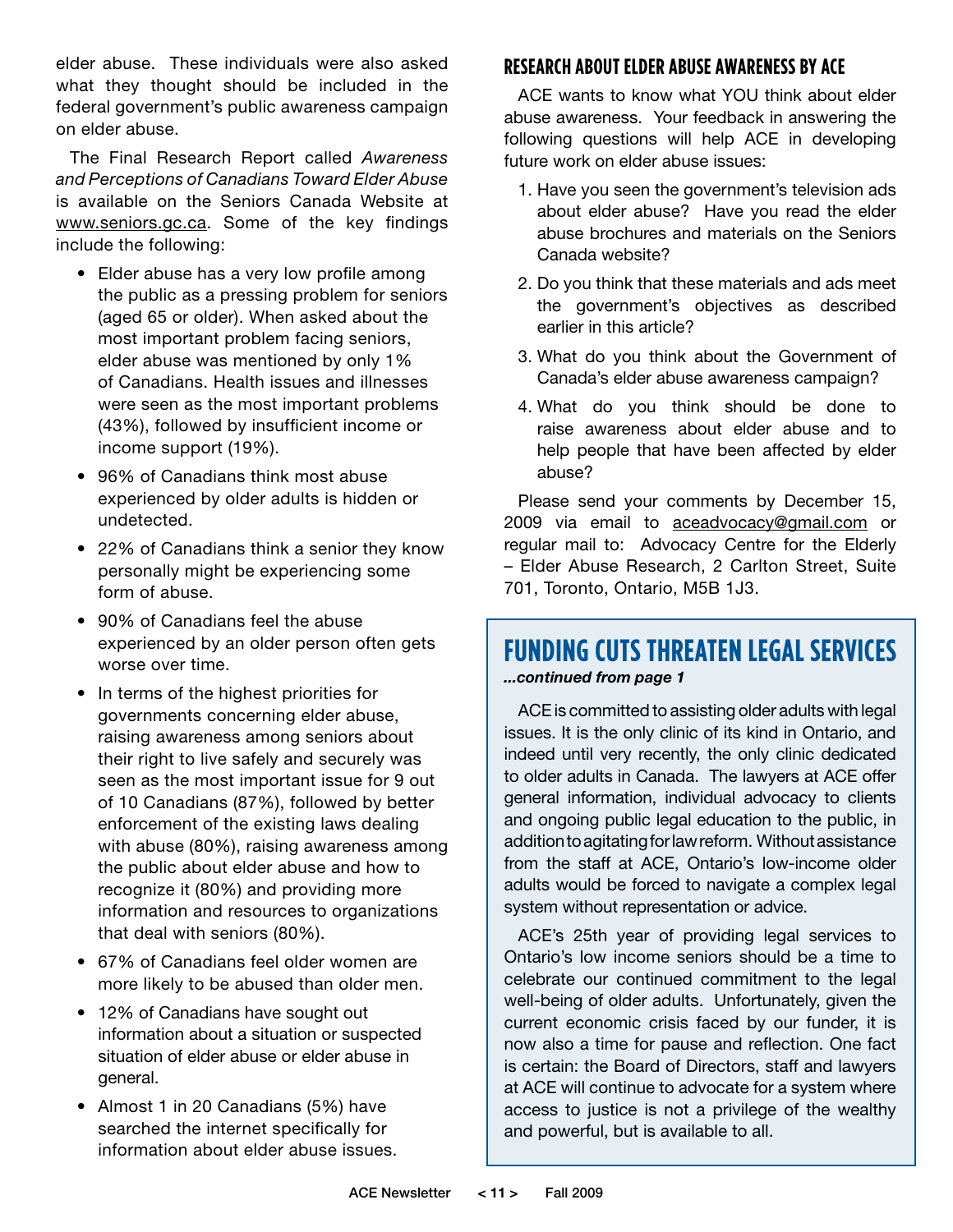elder abuse. These individuals were also asked what they thought should be included in the federal government's public awareness campaign on elder abuse.

The Final Research Report called *Awareness and Perceptions of Canadians Toward Elder Abuse* is available on the Seniors Canada Website at www.seniors.gc.ca. Some of the key findings include the following:

- Elder abuse has a very low profile among the public as a pressing problem for seniors (aged 65 or older). When asked about the most important problem facing seniors, elder abuse was mentioned by only 1% of Canadians. Health issues and illnesses were seen as the most important problems (43%), followed by insufficient income or income support (19%).
- 96% of Canadians think most abuse experienced by older adults is hidden or undetected.
- 22% of Canadians think a senior they know personally might be experiencing some form of abuse.
- 90% of Canadians feel the abuse experienced by an older person often gets worse over time.
- In terms of the highest priorities for governments concerning elder abuse, raising awareness among seniors about their right to live safely and securely was seen as the most important issue for 9 out of 10 Canadians (87%), followed by better enforcement of the existing laws dealing with abuse (80%), raising awareness among the public about elder abuse and how to recognize it (80%) and providing more information and resources to organizations that deal with seniors (80%).
- 67% of Canadians feel older women are more likely to be abused than older men.
- 12% of Canadians have sought out information about a situation or suspected situation of elder abuse or elder abuse in general.
- Almost 1 in 20 Canadians (5%) have searched the internet specifically for information about elder abuse issues.

## RESEARCH ABOUT ELDER ABUSE AWARENESS BY ACE

ACE wants to know what YOU think about elder abuse awareness. Your feedback in answering the following questions will help ACE in developing future work on elder abuse issues:

1. Have you seen the government's television ads about elder abuse? Have you read the elder abuse brochures and materials on the Seniors Canada website?
2. Do you think that these materials and ads meet the government's objectives as described earlier in this article?
3. What do you think about the Government of Canada's elder abuse awareness campaign?
4. What do you think should be done to raise awareness about elder abuse and to help people that have been affected by elder abuse?

Please send your comments by December 15, 2009 via email to aceadvocacy@gmail.com or regular mail to: Advocacy Centre for the Elderly – Elder Abuse Research, 2 Carlton Street, Suite 701, Toronto, Ontario, M5B 1J3.

# FUNDING CUTS THREATEN LEGAL SERVICES

***...continued from page 1***

ACE is committed to assisting older adults with legal issues. It is the only clinic of its kind in Ontario, and indeed until very recently, the only clinic dedicated to older adults in Canada. The lawyers at ACE offer general information, individual advocacy to clients and ongoing public legal education to the public, in addition to agitating for law reform. Without assistance from the staff at ACE, Ontario's low-income older adults would be forced to navigate a complex legal system without representation or advice.

ACE's 25th year of providing legal services to Ontario's low income seniors should be a time to celebrate our continued commitment to the legal well-being of older adults. Unfortunately, given the current economic crisis faced by our funder, it is now also a time for pause and reflection. One fact is certain: the Board of Directors, staff and lawyers at ACE will continue to advocate for a system where access to justice is not a privilege of the wealthy and powerful, but is available to all.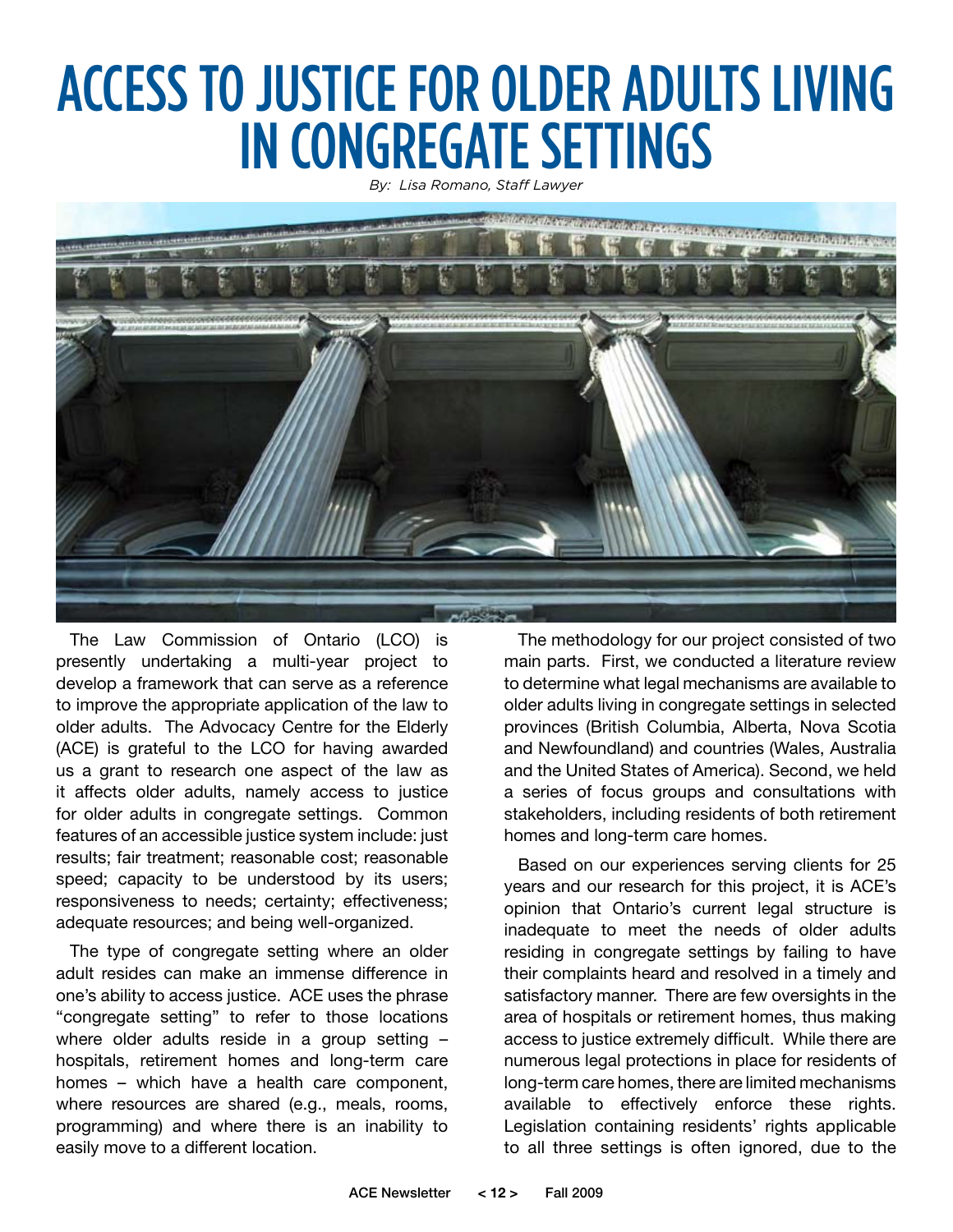# ACCESS TO JUSTICE FOR OLDER ADULTS LIVING IN CONGREGATE SETTINGS

*By: Lisa Romano, Staff Lawyer*

The Law Commission of Ontario (LCO) is presently undertaking a multi-year project to develop a framework that can serve as a reference to improve the appropriate application of the law to older adults. The Advocacy Centre for the Elderly (ACE) is grateful to the LCO for having awarded us a grant to research one aspect of the law as it affects older adults, namely access to justice for older adults in congregate settings. Common features of an accessible justice system include: just results; fair treatment; reasonable cost; reasonable speed; capacity to be understood by its users; responsiveness to needs; certainty; effectiveness; adequate resources; and being well-organized.

The type of congregate setting where an older adult resides can make an immense difference in one's ability to access justice. ACE uses the phrase "congregate setting" to refer to those locations where older adults reside in a group setting – hospitals, retirement homes and long-term care homes – which have a health care component, where resources are shared (e.g., meals, rooms, programming) and where there is an inability to easily move to a different location.

The methodology for our project consisted of two main parts. First, we conducted a literature review to determine what legal mechanisms are available to older adults living in congregate settings in selected provinces (British Columbia, Alberta, Nova Scotia and Newfoundland) and countries (Wales, Australia and the United States of America). Second, we held a series of focus groups and consultations with stakeholders, including residents of both retirement homes and long-term care homes.

Based on our experiences serving clients for 25 years and our research for this project, it is ACE's opinion that Ontario's current legal structure is inadequate to meet the needs of older adults residing in congregate settings by failing to have their complaints heard and resolved in a timely and satisfactory manner. There are few oversights in the area of hospitals or retirement homes, thus making access to justice extremely difficult. While there are numerous legal protections in place for residents of long-term care homes, there are limited mechanisms available to effectively enforce these rights. Legislation containing residents' rights applicable to all three settings is often ignored, due to the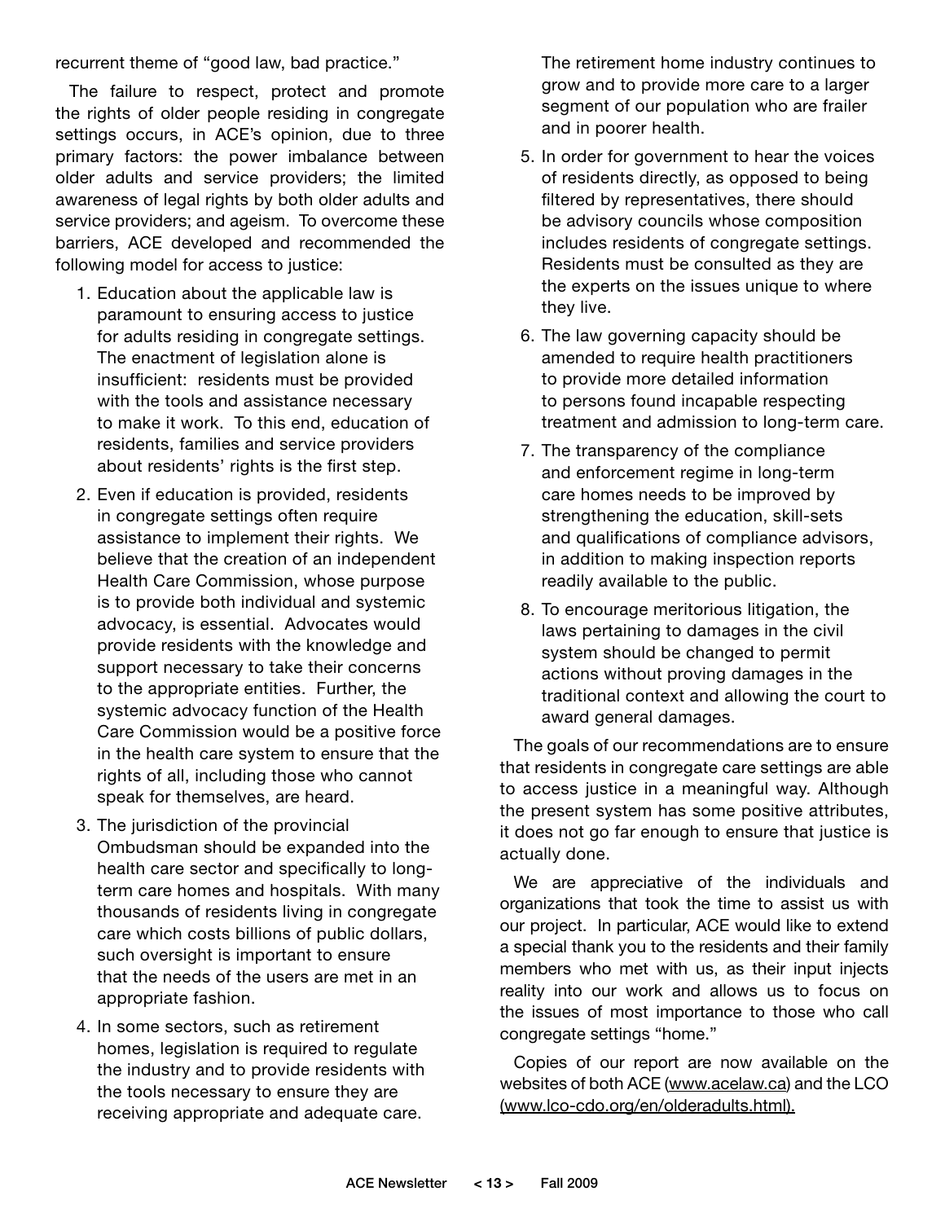recurrent theme of "good law, bad practice."

The failure to respect, protect and promote the rights of older people residing in congregate settings occurs, in ACE's opinion, due to three primary factors: the power imbalance between older adults and service providers; the limited awareness of legal rights by both older adults and service providers; and ageism. To overcome these barriers, ACE developed and recommended the following model for access to justice:

1. Education about the applicable law is paramount to ensuring access to justice for adults residing in congregate settings. The enactment of legislation alone is insufficient: residents must be provided with the tools and assistance necessary to make it work. To this end, education of residents, families and service providers about residents' rights is the first step.
2. Even if education is provided, residents in congregate settings often require assistance to implement their rights. We believe that the creation of an independent Health Care Commission, whose purpose is to provide both individual and systemic advocacy, is essential. Advocates would provide residents with the knowledge and support necessary to take their concerns to the appropriate entities. Further, the systemic advocacy function of the Health Care Commission would be a positive force in the health care system to ensure that the rights of all, including those who cannot speak for themselves, are heard.
3. The jurisdiction of the provincial Ombudsman should be expanded into the health care sector and specifically to long-term care homes and hospitals. With many thousands of residents living in congregate care which costs billions of public dollars, such oversight is important to ensure that the needs of the users are met in an appropriate fashion.
4. In some sectors, such as retirement homes, legislation is required to regulate the industry and to provide residents with the tools necessary to ensure they are receiving appropriate and adequate care. The retirement home industry continues to grow and to provide more care to a larger segment of our population who are frailer and in poorer health.
5. In order for government to hear the voices of residents directly, as opposed to being filtered by representatives, there should be advisory councils whose composition includes residents of congregate settings. Residents must be consulted as they are the experts on the issues unique to where they live.
6. The law governing capacity should be amended to require health practitioners to provide more detailed information to persons found incapable respecting treatment and admission to long-term care.
7. The transparency of the compliance and enforcement regime in long-term care homes needs to be improved by strengthening the education, skill-sets and qualifications of compliance advisors, in addition to making inspection reports readily available to the public.
8. To encourage meritorious litigation, the laws pertaining to damages in the civil system should be changed to permit actions without proving damages in the traditional context and allowing the court to award general damages.

The goals of our recommendations are to ensure that residents in congregate care settings are able to access justice in a meaningful way. Although the present system has some positive attributes, it does not go far enough to ensure that justice is actually done.

We are appreciative of the individuals and organizations that took the time to assist us with our project. In particular, ACE would like to extend a special thank you to the residents and their family members who met with us, as their input injects reality into our work and allows us to focus on the issues of most importance to those who call congregate settings "home."

Copies of our report are now available on the websites of both ACE (www.acelaw.ca) and the LCO (www.lco-cdo.org/en/olderadults.html).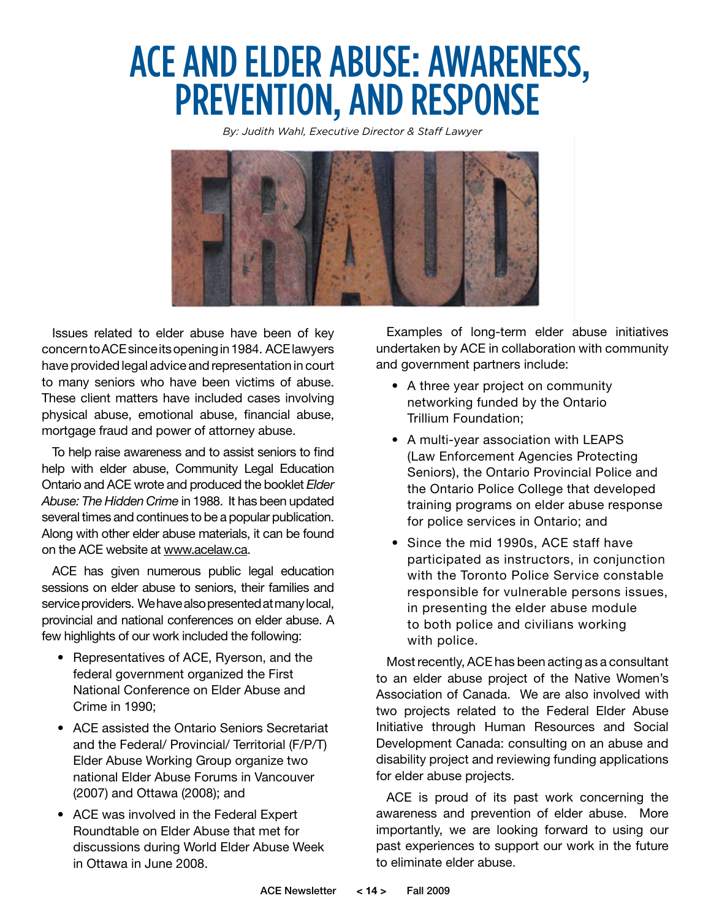# ACE AND ELDER ABUSE: AWARENESS, PREVENTION, AND RESPONSE

*By: Judith Wahl, Executive Director & Staff Lawyer*

Issues related to elder abuse have been of key concern to ACE since its opening in 1984. ACE lawyers have provided legal advice and representation in court to many seniors who have been victims of abuse. These client matters have included cases involving physical abuse, emotional abuse, financial abuse, mortgage fraud and power of attorney abuse.

To help raise awareness and to assist seniors to find help with elder abuse, Community Legal Education Ontario and ACE wrote and produced the booklet *Elder Abuse: The Hidden Crime* in 1988. It has been updated several times and continues to be a popular publication. Along with other elder abuse materials, it can be found on the ACE website at www.acelaw.ca.

ACE has given numerous public legal education sessions on elder abuse to seniors, their families and service providers. We have also presented at many local, provincial and national conferences on elder abuse. A few highlights of our work included the following:

- Representatives of ACE, Ryerson, and the federal government organized the First National Conference on Elder Abuse and Crime in 1990;
- ACE assisted the Ontario Seniors Secretariat and the Federal/ Provincial/ Territorial (F/P/T) Elder Abuse Working Group organize two national Elder Abuse Forums in Vancouver (2007) and Ottawa (2008); and
- ACE was involved in the Federal Expert Roundtable on Elder Abuse that met for discussions during World Elder Abuse Week in Ottawa in June 2008.

Examples of long-term elder abuse initiatives undertaken by ACE in collaboration with community and government partners include:

- A three year project on community networking funded by the Ontario Trillium Foundation;
- A multi-year association with LEAPS (Law Enforcement Agencies Protecting Seniors), the Ontario Provincial Police and the Ontario Police College that developed training programs on elder abuse response for police services in Ontario; and
- Since the mid 1990s, ACE staff have participated as instructors, in conjunction with the Toronto Police Service constable responsible for vulnerable persons issues, in presenting the elder abuse module to both police and civilians working with police.

Most recently, ACE has been acting as a consultant to an elder abuse project of the Native Women's Association of Canada. We are also involved with two projects related to the Federal Elder Abuse Initiative through Human Resources and Social Development Canada: consulting on an abuse and disability project and reviewing funding applications for elder abuse projects.

ACE is proud of its past work concerning the awareness and prevention of elder abuse. More importantly, we are looking forward to using our past experiences to support our work in the future to eliminate elder abuse.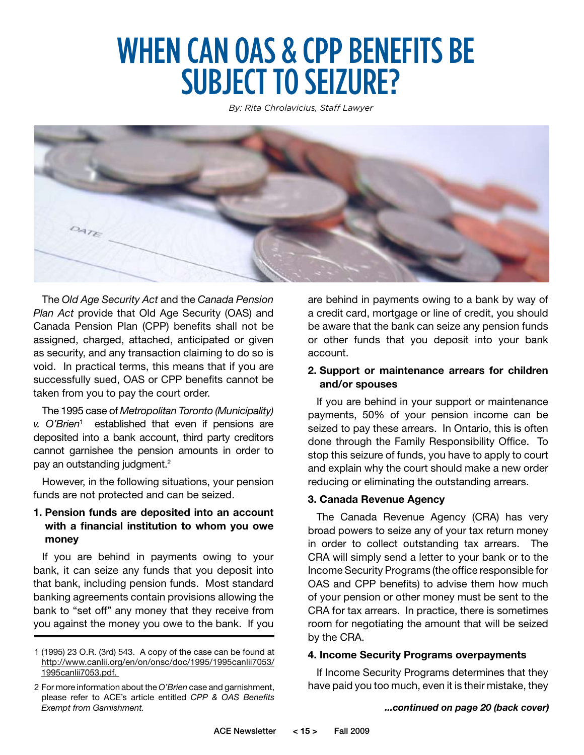# WHEN CAN OAS & CPP BENEFITS BE SUBJECT TO SEIZURE?

*By: Rita Chrolavicius, Staff Lawyer*

The *Old Age Security Act* and the *Canada Pension Plan Act* provide that Old Age Security (OAS) and Canada Pension Plan (CPP) benefits shall not be assigned, charged, attached, anticipated or given as security, and any transaction claiming to do so is void. In practical terms, this means that if you are successfully sued, OAS or CPP benefits cannot be taken from you to pay the court order.

The 1995 case of *Metropolitan Toronto (Municipality) v. O'Brien*[1] established that even if pensions are deposited into a bank account, third party creditors cannot garnishee the pension amounts in order to pay an outstanding judgment.[2]

However, in the following situations, your pension funds are not protected and can be seized.

**1. Pension funds are deposited into an account with a financial institution to whom you owe money**

If you are behind in payments owing to your bank, it can seize any funds that you deposit into that bank, including pension funds. Most standard banking agreements contain provisions allowing the bank to "set off" any money that they receive from you against the money you owe to the bank. If you are behind in payments owing to a bank by way of a credit card, mortgage or line of credit, you should be aware that the bank can seize any pension funds or other funds that you deposit into your bank account.

**2. Support or maintenance arrears for children and/or spouses**

If you are behind in your support or maintenance payments, 50% of your pension income can be seized to pay these arrears. In Ontario, this is often done through the Family Responsibility Office. To stop this seizure of funds, you have to apply to court and explain why the court should make a new order reducing or eliminating the outstanding arrears.

**3. Canada Revenue Agency**

The Canada Revenue Agency (CRA) has very broad powers to seize any of your tax return money in order to collect outstanding tax arrears. The CRA will simply send a letter to your bank or to the Income Security Programs (the office responsible for OAS and CPP benefits) to advise them how much of your pension or other money must be sent to the CRA for tax arrears. In practice, there is sometimes room for negotiating the amount that will be seized by the CRA.

**4. Income Security Programs overpayments**

If Income Security Programs determines that they have paid you too much, even it is their mistake, they

***...continued on page 20 (back cover)***

---

1 (1995) 23 O.R. (3rd) 543. A copy of the case can be found at http://www.canlii.org/en/on/onsc/doc/1995/1995canlii7053/1995canlii7053.pdf.

2 For more information about the *O'Brien* case and garnishment, please refer to ACE's article entitled *CPP & OAS Benefits Exempt from Garnishment.*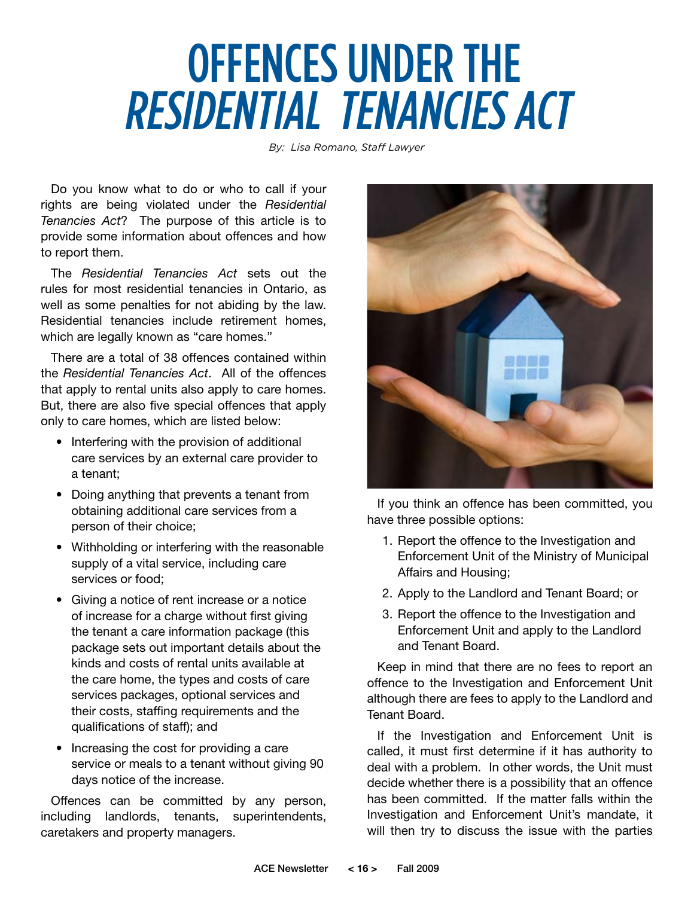# OFFENCES UNDER THE *RESIDENTIAL TENANCIES ACT*

*By: Lisa Romano, Staff Lawyer*

Do you know what to do or who to call if your rights are being violated under the *Residential Tenancies Act*? The purpose of this article is to provide some information about offences and how to report them.

The *Residential Tenancies Act* sets out the rules for most residential tenancies in Ontario, as well as some penalties for not abiding by the law. Residential tenancies include retirement homes, which are legally known as "care homes."

There are a total of 38 offences contained within the *Residential Tenancies Act*. All of the offences that apply to rental units also apply to care homes. But, there are also five special offences that apply only to care homes, which are listed below:

- Interfering with the provision of additional care services by an external care provider to a tenant;
- Doing anything that prevents a tenant from obtaining additional care services from a person of their choice;
- Withholding or interfering with the reasonable supply of a vital service, including care services or food;
- Giving a notice of rent increase or a notice of increase for a charge without first giving the tenant a care information package (this package sets out important details about the kinds and costs of rental units available at the care home, the types and costs of care services packages, optional services and their costs, staffing requirements and the qualifications of staff); and
- Increasing the cost for providing a care service or meals to a tenant without giving 90 days notice of the increase.

Offences can be committed by any person, including landlords, tenants, superintendents, caretakers and property managers.

If you think an offence has been committed, you have three possible options:

1. Report the offence to the Investigation and Enforcement Unit of the Ministry of Municipal Affairs and Housing;
2. Apply to the Landlord and Tenant Board; or
3. Report the offence to the Investigation and Enforcement Unit and apply to the Landlord and Tenant Board.

Keep in mind that there are no fees to report an offence to the Investigation and Enforcement Unit although there are fees to apply to the Landlord and Tenant Board.

If the Investigation and Enforcement Unit is called, it must first determine if it has authority to deal with a problem. In other words, the Unit must decide whether there is a possibility that an offence has been committed. If the matter falls within the Investigation and Enforcement Unit's mandate, it will then try to discuss the issue with the parties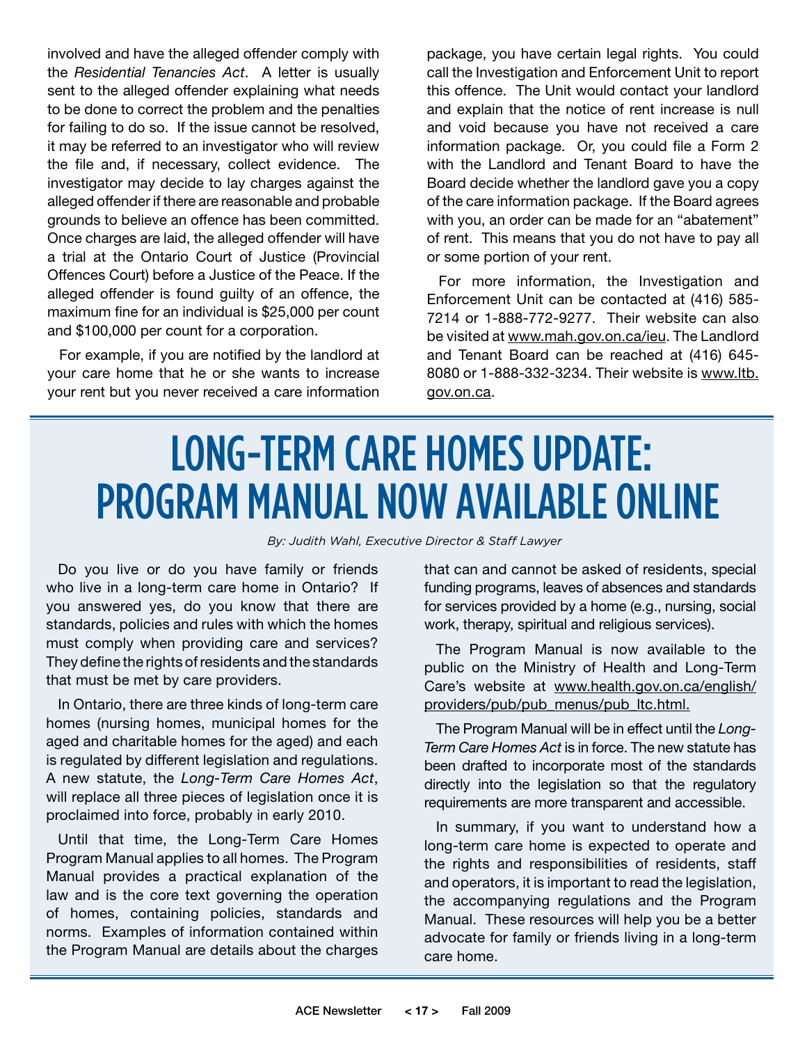involved and have the alleged offender comply with the *Residential Tenancies Act*. A letter is usually sent to the alleged offender explaining what needs to be done to correct the problem and the penalties for failing to do so. If the issue cannot be resolved, it may be referred to an investigator who will review the file and, if necessary, collect evidence. The investigator may decide to lay charges against the alleged offender if there are reasonable and probable grounds to believe an offence has been committed. Once charges are laid, the alleged offender will have a trial at the Ontario Court of Justice (Provincial Offences Court) before a Justice of the Peace. If the alleged offender is found guilty of an offence, the maximum fine for an individual is $25,000 per count and $100,000 per count for a corporation.

For example, if you are notified by the landlord at your care home that he or she wants to increase your rent but you never received a care information package, you have certain legal rights. You could call the Investigation and Enforcement Unit to report this offence. The Unit would contact your landlord and explain that the notice of rent increase is null and void because you have not received a care information package. Or, you could file a Form 2 with the Landlord and Tenant Board to have the Board decide whether the landlord gave you a copy of the care information package. If the Board agrees with you, an order can be made for an "abatement" of rent. This means that you do not have to pay all or some portion of your rent.

For more information, the Investigation and Enforcement Unit can be contacted at (416) 585-7214 or 1-888-772-9277. Their website can also be visited at www.mah.gov.on.ca/ieu. The Landlord and Tenant Board can be reached at (416) 645-8080 or 1-888-332-3234. Their website is www.ltb.gov.on.ca.

# LONG-TERM CARE HOMES UPDATE: PROGRAM MANUAL NOW AVAILABLE ONLINE

*By: Judith Wahl, Executive Director & Staff Lawyer*

Do you live or do you have family or friends who live in a long-term care home in Ontario? If you answered yes, do you know that there are standards, policies and rules with which the homes must comply when providing care and services? They define the rights of residents and the standards that must be met by care providers.

In Ontario, there are three kinds of long-term care homes (nursing homes, municipal homes for the aged and charitable homes for the aged) and each is regulated by different legislation and regulations. A new statute, the *Long-Term Care Homes Act*, will replace all three pieces of legislation once it is proclaimed into force, probably in early 2010.

Until that time, the Long-Term Care Homes Program Manual applies to all homes. The Program Manual provides a practical explanation of the law and is the core text governing the operation of homes, containing policies, standards and norms. Examples of information contained within the Program Manual are details about the charges that can and cannot be asked of residents, special funding programs, leaves of absences and standards for services provided by a home (e.g., nursing, social work, therapy, spiritual and religious services).

The Program Manual is now available to the public on the Ministry of Health and Long-Term Care's website at www.health.gov.on.ca/english/providers/pub/pub_menus/pub_ltc.html.

The Program Manual will be in effect until the *Long-Term Care Homes Act* is in force. The new statute has been drafted to incorporate most of the standards directly into the legislation so that the regulatory requirements are more transparent and accessible.

In summary, if you want to understand how a long-term care home is expected to operate and the rights and responsibilities of residents, staff and operators, it is important to read the legislation, the accompanying regulations and the Program Manual. These resources will help you be a better advocate for family or friends living in a long-term care home.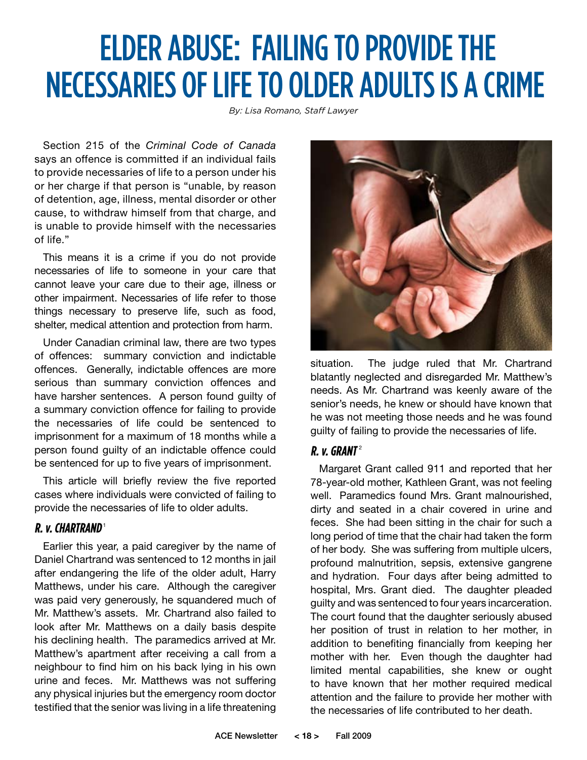# ELDER ABUSE: FAILING TO PROVIDE THE NECESSARIES OF LIFE TO OLDER ADULTS IS A CRIME

*By: Lisa Romano, Staff Lawyer*

Section 215 of the *Criminal Code of Canada* says an offence is committed if an individual fails to provide necessaries of life to a person under his or her charge if that person is "unable, by reason of detention, age, illness, mental disorder or other cause, to withdraw himself from that charge, and is unable to provide himself with the necessaries of life."

This means it is a crime if you do not provide necessaries of life to someone in your care that cannot leave your care due to their age, illness or other impairment. Necessaries of life refer to those things necessary to preserve life, such as food, shelter, medical attention and protection from harm.

Under Canadian criminal law, there are two types of offences: summary conviction and indictable offences. Generally, indictable offences are more serious than summary conviction offences and have harsher sentences. A person found guilty of a summary conviction offence for failing to provide the necessaries of life could be sentenced to imprisonment for a maximum of 18 months while a person found guilty of an indictable offence could be sentenced for up to five years of imprisonment.

This article will briefly review the five reported cases where individuals were convicted of failing to provide the necessaries of life to older adults.

### *R. v. CHARTRAND*[1]

Earlier this year, a paid caregiver by the name of Daniel Chartrand was sentenced to 12 months in jail after endangering the life of the older adult, Harry Matthews, under his care. Although the caregiver was paid very generously, he squandered much of Mr. Matthew's assets. Mr. Chartrand also failed to look after Mr. Matthews on a daily basis despite his declining health. The paramedics arrived at Mr. Matthew's apartment after receiving a call from a neighbour to find him on his back lying in his own urine and feces. Mr. Matthews was not suffering any physical injuries but the emergency room doctor testified that the senior was living in a life threatening situation. The judge ruled that Mr. Chartrand blatantly neglected and disregarded Mr. Matthew's needs. As Mr. Chartrand was keenly aware of the senior's needs, he knew or should have known that he was not meeting those needs and he was found guilty of failing to provide the necessaries of life.

### *R. v. GRANT*[2]

Margaret Grant called 911 and reported that her 78-year-old mother, Kathleen Grant, was not feeling well. Paramedics found Mrs. Grant malnourished, dirty and seated in a chair covered in urine and feces. She had been sitting in the chair for such a long period of time that the chair had taken the form of her body. She was suffering from multiple ulcers, profound malnutrition, sepsis, extensive gangrene and hydration. Four days after being admitted to hospital, Mrs. Grant died. The daughter pleaded guilty and was sentenced to four years incarceration. The court found that the daughter seriously abused her position of trust in relation to her mother, in addition to benefiting financially from keeping her mother with her. Even though the daughter had limited mental capabilities, she knew or ought to have known that her mother required medical attention and the failure to provide her mother with the necessaries of life contributed to her death.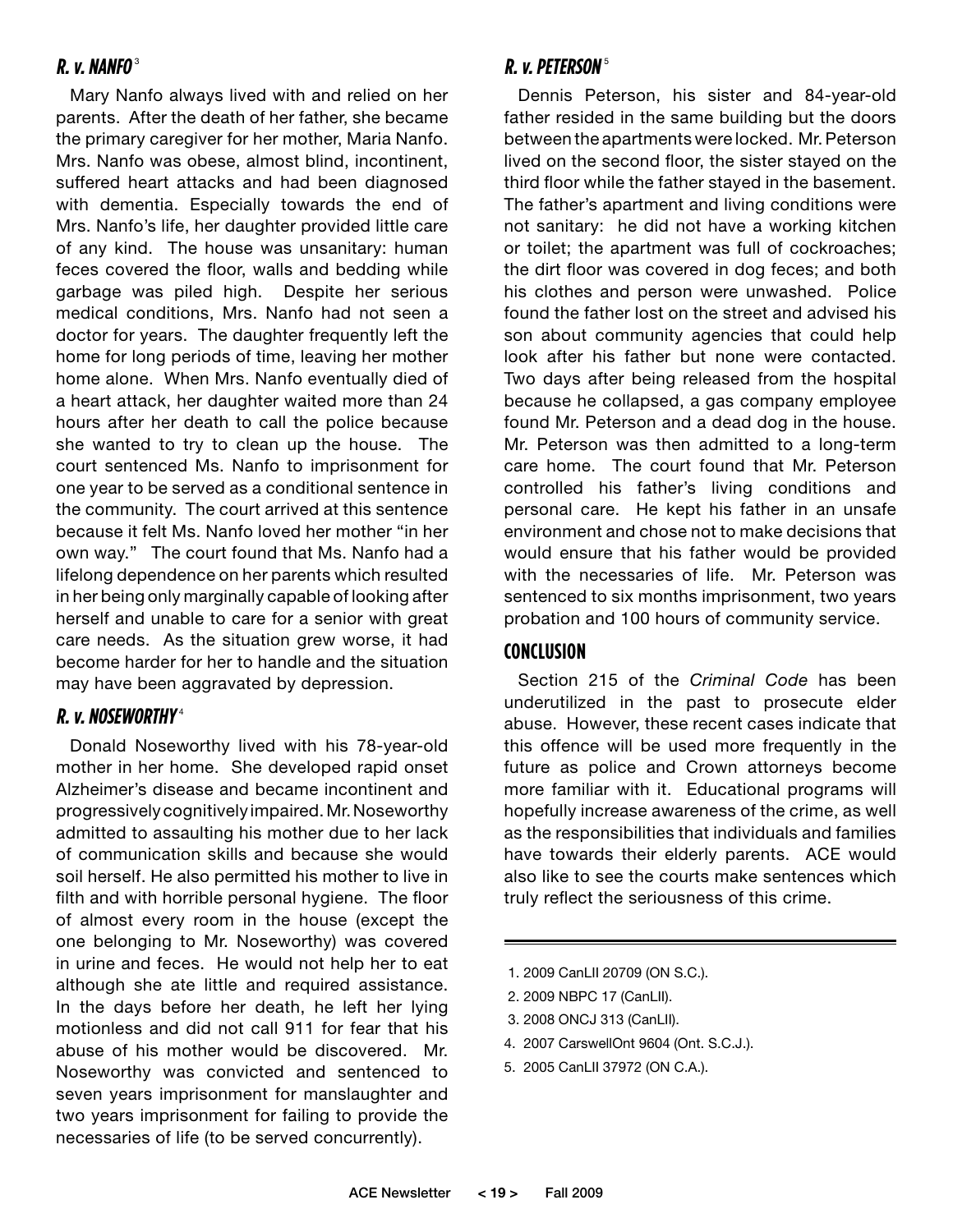### *R. v. Nanfo*[3]

Mary Nanfo always lived with and relied on her parents. After the death of her father, she became the primary caregiver for her mother, Maria Nanfo. Mrs. Nanfo was obese, almost blind, incontinent, suffered heart attacks and had been diagnosed with dementia. Especially towards the end of Mrs. Nanfo's life, her daughter provided little care of any kind. The house was unsanitary: human feces covered the floor, walls and bedding while garbage was piled high. Despite her serious medical conditions, Mrs. Nanfo had not seen a doctor for years. The daughter frequently left the home for long periods of time, leaving her mother home alone. When Mrs. Nanfo eventually died of a heart attack, her daughter waited more than 24 hours after her death to call the police because she wanted to try to clean up the house. The court sentenced Ms. Nanfo to imprisonment for one year to be served as a conditional sentence in the community. The court arrived at this sentence because it felt Ms. Nanfo loved her mother "in her own way." The court found that Ms. Nanfo had a lifelong dependence on her parents which resulted in her being only marginally capable of looking after herself and unable to care for a senior with great care needs. As the situation grew worse, it had become harder for her to handle and the situation may have been aggravated by depression.

### *R. v. Noseworthy*[4]

Donald Noseworthy lived with his 78-year-old mother in her home. She developed rapid onset Alzheimer's disease and became incontinent and progressively cognitively impaired. Mr. Noseworthy admitted to assaulting his mother due to her lack of communication skills and because she would soil herself. He also permitted his mother to live in filth and with horrible personal hygiene. The floor of almost every room in the house (except the one belonging to Mr. Noseworthy) was covered in urine and feces. He would not help her to eat although she ate little and required assistance. In the days before her death, he left her lying motionless and did not call 911 for fear that his abuse of his mother would be discovered. Mr. Noseworthy was convicted and sentenced to seven years imprisonment for manslaughter and two years imprisonment for failing to provide the necessaries of life (to be served concurrently).

### *R. v. Peterson*[5]

Dennis Peterson, his sister and 84-year-old father resided in the same building but the doors between the apartments were locked. Mr. Peterson lived on the second floor, the sister stayed on the third floor while the father stayed in the basement. The father's apartment and living conditions were not sanitary: he did not have a working kitchen or toilet; the apartment was full of cockroaches; the dirt floor was covered in dog feces; and both his clothes and person were unwashed. Police found the father lost on the street and advised his son about community agencies that could help look after his father but none were contacted. Two days after being released from the hospital because he collapsed, a gas company employee found Mr. Peterson and a dead dog in the house. Mr. Peterson was then admitted to a long-term care home. The court found that Mr. Peterson controlled his father's living conditions and personal care. He kept his father in an unsafe environment and chose not to make decisions that would ensure that his father would be provided with the necessaries of life. Mr. Peterson was sentenced to six months imprisonment, two years probation and 100 hours of community service.

### Conclusion

Section 215 of the *Criminal Code* has been underutilized in the past to prosecute elder abuse. However, these recent cases indicate that this offence will be used more frequently in the future as police and Crown attorneys become more familiar with it. Educational programs will hopefully increase awareness of the crime, as well as the responsibilities that individuals and families have towards their elderly parents. ACE would also like to see the courts make sentences which truly reflect the seriousness of this crime.

---

1. 2009 CanLII 20709 (ON S.C.).
2. 2009 NBPC 17 (CanLII).
3. 2008 ONCJ 313 (CanLII).
4. 2007 CarswellOnt 9604 (Ont. S.C.J.).
5. 2005 CanLII 37972 (ON C.A.).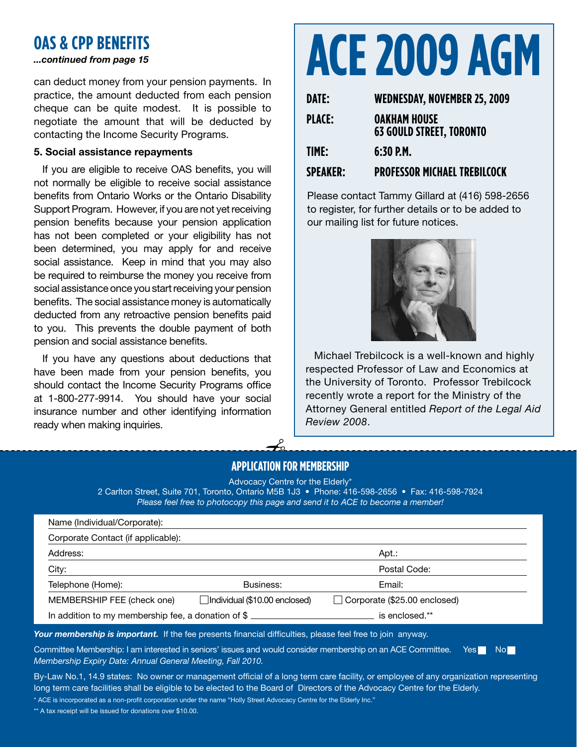## OAS & CPP BENEFITS

***...continued from page 15***

can deduct money from your pension payments. In practice, the amount deducted from each pension cheque can be quite modest. It is possible to negotiate the amount that will be deducted by contacting the Income Security Programs.

**5. Social assistance repayments**

If you are eligible to receive OAS benefits, you will not normally be eligible to receive social assistance benefits from Ontario Works or the Ontario Disability Support Program. However, if you are not yet receiving pension benefits because your pension application has not been completed or your eligibility has not been determined, you may apply for and receive social assistance. Keep in mind that you may also be required to reimburse the money you receive from social assistance once you start receiving your pension benefits. The social assistance money is automatically deducted from any retroactive pension benefits paid to you. This prevents the double payment of both pension and social assistance benefits.

If you have any questions about deductions that have been made from your pension benefits, you should contact the Income Security Programs office at 1-800-277-9914. You should have your social insurance number and other identifying information ready when making inquiries.

# ACE 2009 AGM

**DATE:** WEDNESDAY, NOVEMBER 25, 2009

**PLACE:** OAKHAM HOUSE
63 GOULD STREET, TORONTO

**TIME:** 6:30 P.M.

**SPEAKER:** PROFESSOR MICHAEL TREBILCOCK

Please contact Tammy Gillard at (416) 598-2656 to register, for further details or to be added to our mailing list for future notices.

Michael Trebilcock is a well-known and highly respected Professor of Law and Economics at the University of Toronto. Professor Trebilcock recently wrote a report for the Ministry of the Attorney General entitled *Report of the Legal Aid Review 2008*.

## APPLICATION FOR MEMBERSHIP

Advocacy Centre for the Elderly*
2 Carlton Street, Suite 701, Toronto, Ontario M5B 1J3 • Phone: 416-598-2656 • Fax: 416-598-7924
*Please feel free to photocopy this page and send it to ACE to become a member!*

Name (Individual/Corporate):

Corporate Contact (if applicable):

Address: Apt.:

City: Postal Code:

Telephone (Home): Business: Email:

MEMBERSHIP FEE (check one) ☐ Individual ($10.00 enclosed) ☐ Corporate ($25.00 enclosed)

In addition to my membership fee, a donation of $ ______________ is enclosed.**

***Your membership is important.*** If the fee presents financial difficulties, please feel free to join anyway.

Committee Membership: I am interested in seniors' issues and would consider membership on an ACE Committee. Yes ☐ No ☐
*Membership Expiry Date: Annual General Meeting, Fall 2010.*

By-Law No.1, 14.9 states: No owner or management official of a long term care facility, or employee of any organization representing long term care facilities shall be eligible to be elected to the Board of Directors of the Advocacy Centre for the Elderly.

* ACE is incorporated as a non-profit corporation under the name "Holly Street Advocacy Centre for the Elderly Inc."

** A tax receipt will be issued for donations over $10.00.